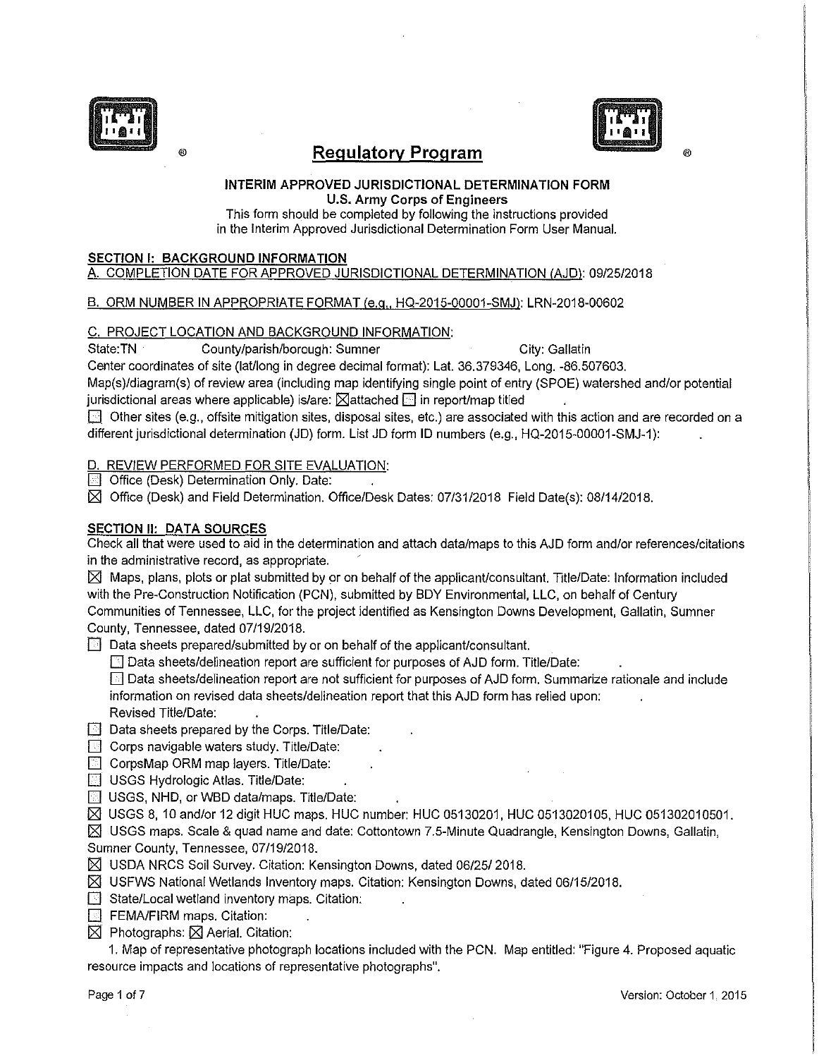# Regulatory Program

**INTERIM APPROVED JURISDICTIONAL DETERMINATION FORM**
**U.S. Army Corps of Engineers**

This form should be completed by following the instructions provided in the Interim Approved Jurisdictional Determination Form User Manual.

## SECTION I: BACKGROUND INFORMATION

A. COMPLETION DATE FOR APPROVED JURISDICTIONAL DETERMINATION (AJD): 09/25/2018

B. ORM NUMBER IN APPROPRIATE FORMAT (e.g., HQ-2015-00001-SMJ): LRN-2018-00602

C. PROJECT LOCATION AND BACKGROUND INFORMATION:

State: TN County/parish/borough: Sumner City: Gallatin

Center coordinates of site (lat/long in degree decimal format): Lat. 36.379346, Long. -86.507603.

Map(s)/diagram(s) of review area (including map identifying single point of entry (SPOE) watershed and/or potential jurisdictional areas where applicable) is/are: ☒ attached ☐ in report/map titled .

☐ Other sites (e.g., offsite mitigation sites, disposal sites, etc.) are associated with this action and are recorded on a different jurisdictional determination (JD) form. List JD form ID numbers (e.g., HQ-2015-00001-SMJ-1): .

D. REVIEW PERFORMED FOR SITE EVALUATION:

☐ Office (Desk) Determination Only. Date: .

☒ Office (Desk) and Field Determination. Office/Desk Dates: 07/31/2018 Field Date(s): 08/14/2018.

## SECTION II: DATA SOURCES

Check all that were used to aid in the determination and attach data/maps to this AJD form and/or references/citations in the administrative record, as appropriate.

☒ Maps, plans, plots or plat submitted by or on behalf of the applicant/consultant. Title/Date: Information included with the Pre-Construction Notification (PCN), submitted by BDY Environmental, LLC, on behalf of Century Communities of Tennessee, LLC, for the project identified as Kensington Downs Development, Gallatin, Sumner County, Tennessee, dated 07/19/2018.

☐ Data sheets prepared/submitted by or on behalf of the applicant/consultant.

- ☐ Data sheets/delineation report are sufficient for purposes of AJD form. Title/Date: .
- ☐ Data sheets/delineation report are not sufficient for purposes of AJD form. Summarize rationale and include information on revised data sheets/delineation report that this AJD form has relied upon: .
  Revised Title/Date: .

☐ Data sheets prepared by the Corps. Title/Date: .

☐ Corps navigable waters study. Title/Date: .

☐ CorpsMap ORM map layers. Title/Date: .

☐ USGS Hydrologic Atlas. Title/Date: .

☐ USGS, NHD, or WBD data/maps. Title/Date: .

☒ USGS 8, 10 and/or 12 digit HUC maps. HUC number: HUC 05130201, HUC 0513020105, HUC 051302010501.

☒ USGS maps. Scale & quad name and date: Cottontown 7.5-Minute Quadrangle, Kensington Downs, Gallatin, Sumner County, Tennessee, 07/19/2018.

☒ USDA NRCS Soil Survey. Citation: Kensington Downs, dated 06/25/ 2018.

☒ USFWS National Wetlands Inventory maps. Citation: Kensington Downs, dated 06/15/2018.

☐ State/Local wetland inventory maps. Citation: .

☐ FEMA/FIRM maps. Citation: .

☒ Photographs: ☒ Aerial. Citation:

1. Map of representative photograph locations included with the PCN. Map entitled: "Figure 4. Proposed aquatic resource impacts and locations of representative photographs".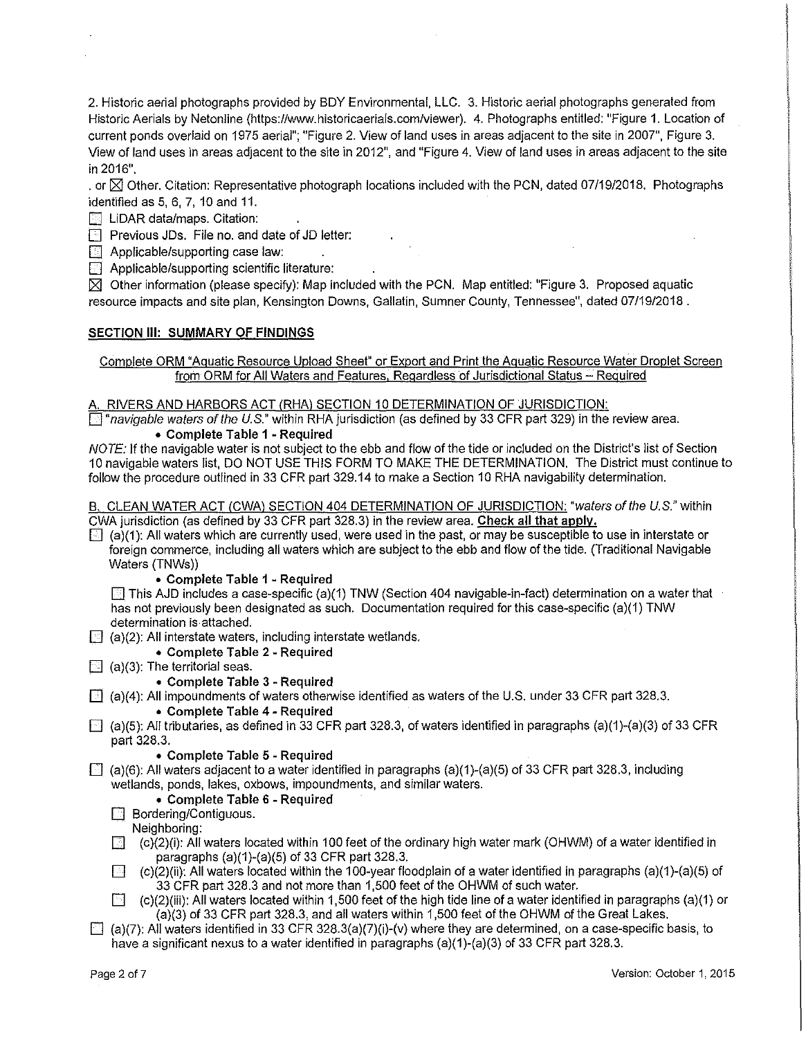2. Historic aerial photographs provided by BDY Environmental, LLC. 3. Historic aerial photographs generated from Historic Aerials by Netonline (https://www.historicaerials.com/viewer). 4. Photographs entitled: "Figure 1. Location of current ponds overlaid on 1975 aerial"; "Figure 2. View of land uses in areas adjacent to the site in 2007", Figure 3. View of land uses in areas adjacent to the site in 2012", and "Figure 4. View of land uses in areas adjacent to the site in 2016".

. or ☒ Other. Citation: Representative photograph locations included with the PCN, dated 07/19/2018. Photographs identified as 5, 6, 7, 10 and 11.

☐ LiDAR data/maps. Citation: .

☐ Previous JDs. File no. and date of JD letter: .

☐ Applicable/supporting case law: .

☐ Applicable/supporting scientific literature: .

☒ Other information (please specify): Map included with the PCN. Map entitled: "Figure 3. Proposed aquatic resource impacts and site plan, Kensington Downs, Gallatin, Sumner County, Tennessee", dated 07/19/2018 .

## SECTION III: SUMMARY OF FINDINGS

Complete ORM "Aquatic Resource Upload Sheet" or Export and Print the Aquatic Resource Water Droplet Screen from ORM for All Waters and Features, Regardless of Jurisdictional Status – Required

A. RIVERS AND HARBORS ACT (RHA) SECTION 10 DETERMINATION OF JURISDICTION:

☐ "*navigable waters of the U.S.*" within RHA jurisdiction (as defined by 33 CFR part 329) in the review area.

- **Complete Table 1 - Required**

*NOTE:* If the navigable water is not subject to the ebb and flow of the tide or included on the District's list of Section 10 navigable waters list, DO NOT USE THIS FORM TO MAKE THE DETERMINATION. The District must continue to follow the procedure outlined in 33 CFR part 329.14 to make a Section 10 RHA navigability determination.

B. CLEAN WATER ACT (CWA) SECTION 404 DETERMINATION OF JURISDICTION: "*waters of the U.S.*" within CWA jurisdiction (as defined by 33 CFR part 328.3) in the review area. **Check all that apply.**

☐ (a)(1): All waters which are currently used, were used in the past, or may be susceptible to use in interstate or foreign commerce, including all waters which are subject to the ebb and flow of the tide. (Traditional Navigable Waters (TNWs))

- **Complete Table 1 - Required**

☐ This AJD includes a case-specific (a)(1) TNW (Section 404 navigable-in-fact) determination on a water that has not previously been designated as such. Documentation required for this case-specific (a)(1) TNW determination is attached.

☐ (a)(2): All interstate waters, including interstate wetlands.

- **Complete Table 2 - Required**

☐ (a)(3): The territorial seas.

- **Complete Table 3 - Required**

☐ (a)(4): All impoundments of waters otherwise identified as waters of the U.S. under 33 CFR part 328.3.

- **Complete Table 4 - Required**

☐ (a)(5): All tributaries, as defined in 33 CFR part 328.3, of waters identified in paragraphs (a)(1)-(a)(3) of 33 CFR part 328.3.

- **Complete Table 5 - Required**

☐ (a)(6): All waters adjacent to a water identified in paragraphs (a)(1)-(a)(5) of 33 CFR part 328.3, including wetlands, ponds, lakes, oxbows, impoundments, and similar waters.

- **Complete Table 6 - Required**

☐ Bordering/Contiguous.

Neighboring:

☐ (c)(2)(i): All waters located within 100 feet of the ordinary high water mark (OHWM) of a water identified in paragraphs (a)(1)-(a)(5) of 33 CFR part 328.3.

☐ (c)(2)(ii): All waters located within the 100-year floodplain of a water identified in paragraphs (a)(1)-(a)(5) of 33 CFR part 328.3 and not more than 1,500 feet of the OHWM of such water.

☐ (c)(2)(iii): All waters located within 1,500 feet of the high tide line of a water identified in paragraphs (a)(1) or (a)(3) of 33 CFR part 328.3, and all waters within 1,500 feet of the OHWM of the Great Lakes.

☐ (a)(7): All waters identified in 33 CFR 328.3(a)(7)(i)-(v) where they are determined, on a case-specific basis, to have a significant nexus to a water identified in paragraphs (a)(1)-(a)(3) of 33 CFR part 328.3.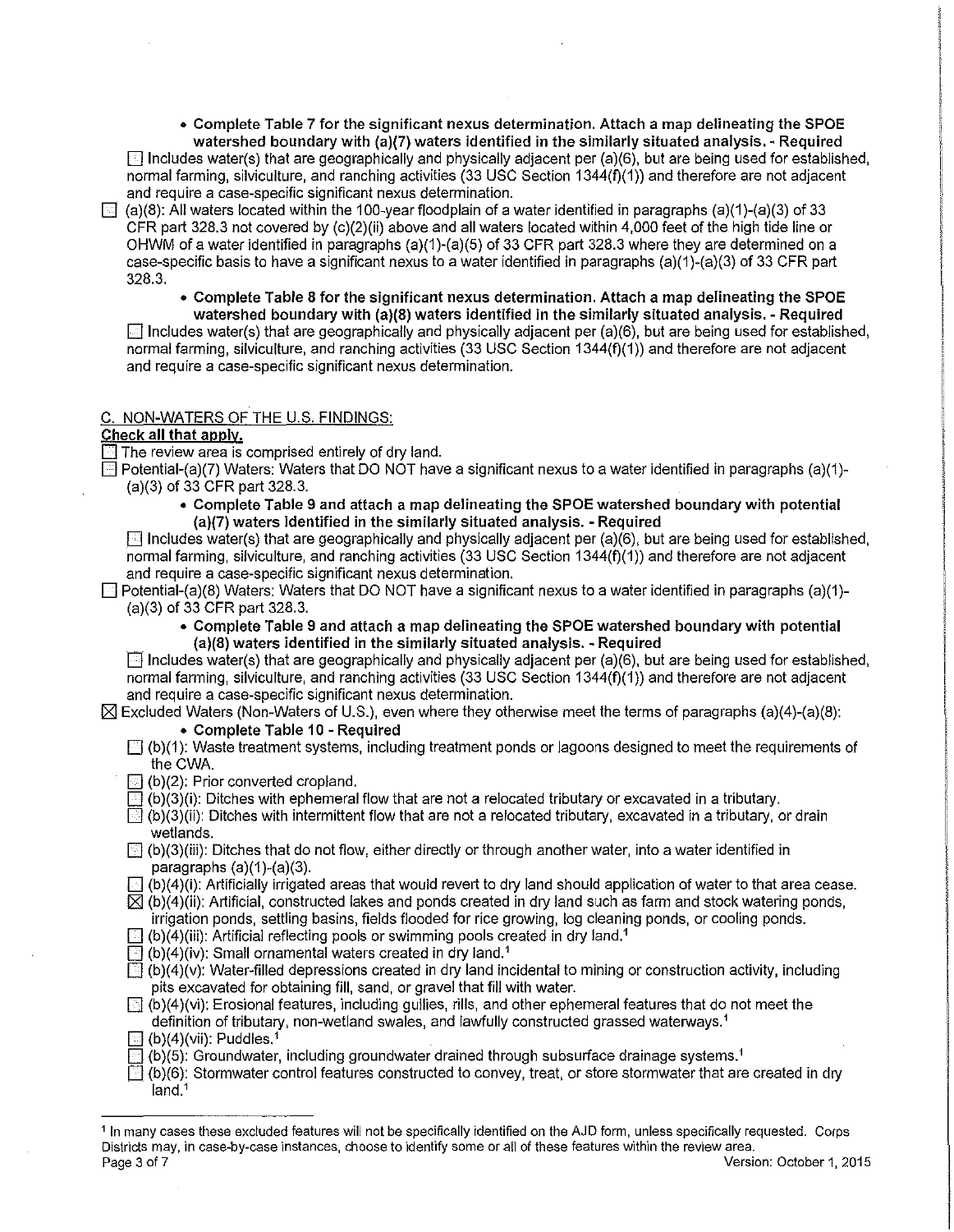- **Complete Table 7 for the significant nexus determination. Attach a map delineating the SPOE watershed boundary with (a)(7) waters identified in the similarly situated analysis. - Required**

☐ Includes water(s) that are geographically and physically adjacent per (a)(6), but are being used for established, normal farming, silviculture, and ranching activities (33 USC Section 1344(f)(1)) and therefore are not adjacent and require a case-specific significant nexus determination.

☐ (a)(8): All waters located within the 100-year floodplain of a water identified in paragraphs (a)(1)-(a)(3) of 33 CFR part 328.3 not covered by (c)(2)(ii) above and all waters located within 4,000 feet of the high tide line or OHWM of a water identified in paragraphs (a)(1)-(a)(5) of 33 CFR part 328.3 where they are determined on a case-specific basis to have a significant nexus to a water identified in paragraphs (a)(1)-(a)(3) of 33 CFR part 328.3.

- **Complete Table 8 for the significant nexus determination. Attach a map delineating the SPOE watershed boundary with (a)(8) waters identified in the similarly situated analysis. - Required**

☐ Includes water(s) that are geographically and physically adjacent per (a)(6), but are being used for established, normal farming, silviculture, and ranching activities (33 USC Section 1344(f)(1)) and therefore are not adjacent and require a case-specific significant nexus determination.

## C. NON-WATERS OF THE U.S. FINDINGS:

**Check all that apply.**

☐ The review area is comprised entirely of dry land.

☐ Potential-(a)(7) Waters: Waters that DO NOT have a significant nexus to a water identified in paragraphs (a)(1)-(a)(3) of 33 CFR part 328.3.

- **Complete Table 9 and attach a map delineating the SPOE watershed boundary with potential (a)(7) waters identified in the similarly situated analysis. - Required**

☐ Includes water(s) that are geographically and physically adjacent per (a)(6), but are being used for established, normal farming, silviculture, and ranching activities (33 USC Section 1344(f)(1)) and therefore are not adjacent and require a case-specific significant nexus determination.

☐ Potential-(a)(8) Waters: Waters that DO NOT have a significant nexus to a water identified in paragraphs (a)(1)-(a)(3) of 33 CFR part 328.3.

- **Complete Table 9 and attach a map delineating the SPOE watershed boundary with potential (a)(8) waters identified in the similarly situated analysis. - Required**

☐ Includes water(s) that are geographically and physically adjacent per (a)(6), but are being used for established, normal farming, silviculture, and ranching activities (33 USC Section 1344(f)(1)) and therefore are not adjacent and require a case-specific significant nexus determination.

☒ Excluded Waters (Non-Waters of U.S.), even where they otherwise meet the terms of paragraphs (a)(4)-(a)(8):

- **Complete Table 10 - Required**

☐ (b)(1): Waste treatment systems, including treatment ponds or lagoons designed to meet the requirements of the CWA.

☐ (b)(2): Prior converted cropland.

☐ (b)(3)(i): Ditches with ephemeral flow that are not a relocated tributary or excavated in a tributary.

☐ (b)(3)(ii): Ditches with intermittent flow that are not a relocated tributary, excavated in a tributary, or drain wetlands.

☐ (b)(3)(iii): Ditches that do not flow, either directly or through another water, into a water identified in paragraphs (a)(1)-(a)(3).

☐ (b)(4)(i): Artificially irrigated areas that would revert to dry land should application of water to that area cease.

☒ (b)(4)(ii): Artificial, constructed lakes and ponds created in dry land such as farm and stock watering ponds, irrigation ponds, settling basins, fields flooded for rice growing, log cleaning ponds, or cooling ponds.

☐ (b)(4)(iii): Artificial reflecting pools or swimming pools created in dry land.[1]

☐ (b)(4)(iv): Small ornamental waters created in dry land.[1]

☐ (b)(4)(v): Water-filled depressions created in dry land incidental to mining or construction activity, including pits excavated for obtaining fill, sand, or gravel that fill with water.

☐ (b)(4)(vi): Erosional features, including gullies, rills, and other ephemeral features that do not meet the definition of tributary, non-wetland swales, and lawfully constructed grassed waterways.[1]

☐ (b)(4)(vii): Puddles.[1]

☐ (b)(5): Groundwater, including groundwater drained through subsurface drainage systems.[1]

☐ (b)(6): Stormwater control features constructed to convey, treat, or store stormwater that are created in dry land.[1]

---

[1] In many cases these excluded features will not be specifically identified on the AJD form, unless specifically requested. Corps Districts may, in case-by-case instances, choose to identify some or all of these features within the review area.

Version: October 1, 2015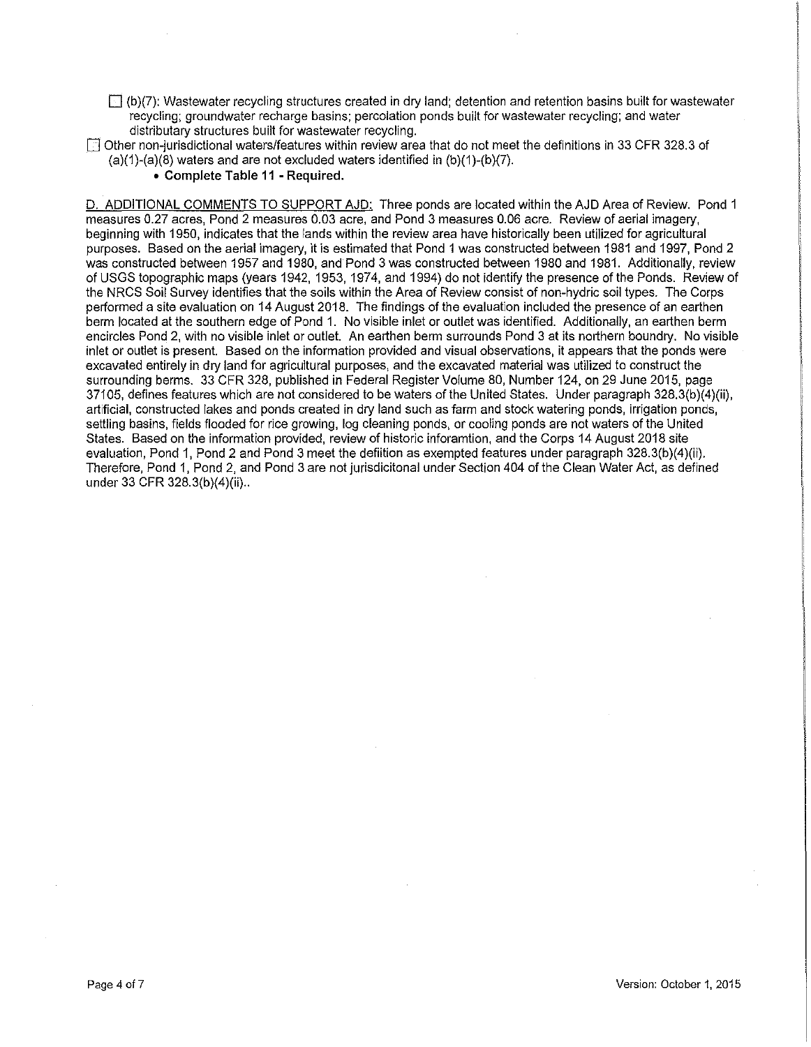☐ (b)(7): Wastewater recycling structures created in dry land; detention and retention basins built for wastewater recycling; groundwater recharge basins; percolation ponds built for wastewater recycling; and water distributary structures built for wastewater recycling.

☐ Other non-jurisdictional waters/features within review area that do not meet the definitions in 33 CFR 328.3 of (a)(1)-(a)(8) waters and are not excluded waters identified in (b)(1)-(b)(7).

- **Complete Table 11 - Required.**

D. ADDITIONAL COMMENTS TO SUPPORT AJD: Three ponds are located within the AJD Area of Review. Pond 1 measures 0.27 acres, Pond 2 measures 0.03 acre, and Pond 3 measures 0.06 acre. Review of aerial imagery, beginning with 1950, indicates that the lands within the review area have historically been utilized for agricultural purposes. Based on the aerial imagery, it is estimated that Pond 1 was constructed between 1981 and 1997, Pond 2 was constructed between 1957 and 1980, and Pond 3 was constructed between 1980 and 1981. Additionally, review of USGS topographic maps (years 1942, 1953, 1974, and 1994) do not identify the presence of the Ponds. Review of the NRCS Soil Survey identifies that the soils within the Area of Review consist of non-hydric soil types. The Corps performed a site evaluation on 14 August 2018. The findings of the evaluation included the presence of an earthen berm located at the southern edge of Pond 1. No visible inlet or outlet was identified. Additionally, an earthen berm encircles Pond 2, with no visible inlet or outlet. An earthen berm surrounds Pond 3 at its northern boundry. No visible inlet or outlet is present. Based on the information provided and visual observations, it appears that the ponds were excavated entirely in dry land for agricultural purposes, and the excavated material was utilized to construct the surrounding berms. 33 CFR 328, published in Federal Register Volume 80, Number 124, on 29 June 2015, page 37105, defines features which are not considered to be waters of the United States. Under paragraph 328.3(b)(4)(ii), artificial, constructed lakes and ponds created in dry land such as farm and stock watering ponds, irrigation ponds, settling basins, fields flooded for rice growing, log cleaning ponds, or cooling ponds are not waters of the United States. Based on the information provided, review of historic inforamtion, and the Corps 14 August 2018 site evaluation, Pond 1, Pond 2 and Pond 3 meet the defiition as exempted features under paragraph 328.3(b)(4)(ii). Therefore, Pond 1, Pond 2, and Pond 3 are not jurisdicitonal under Section 404 of the Clean Water Act, as defined under 33 CFR 328.3(b)(4)(ii)..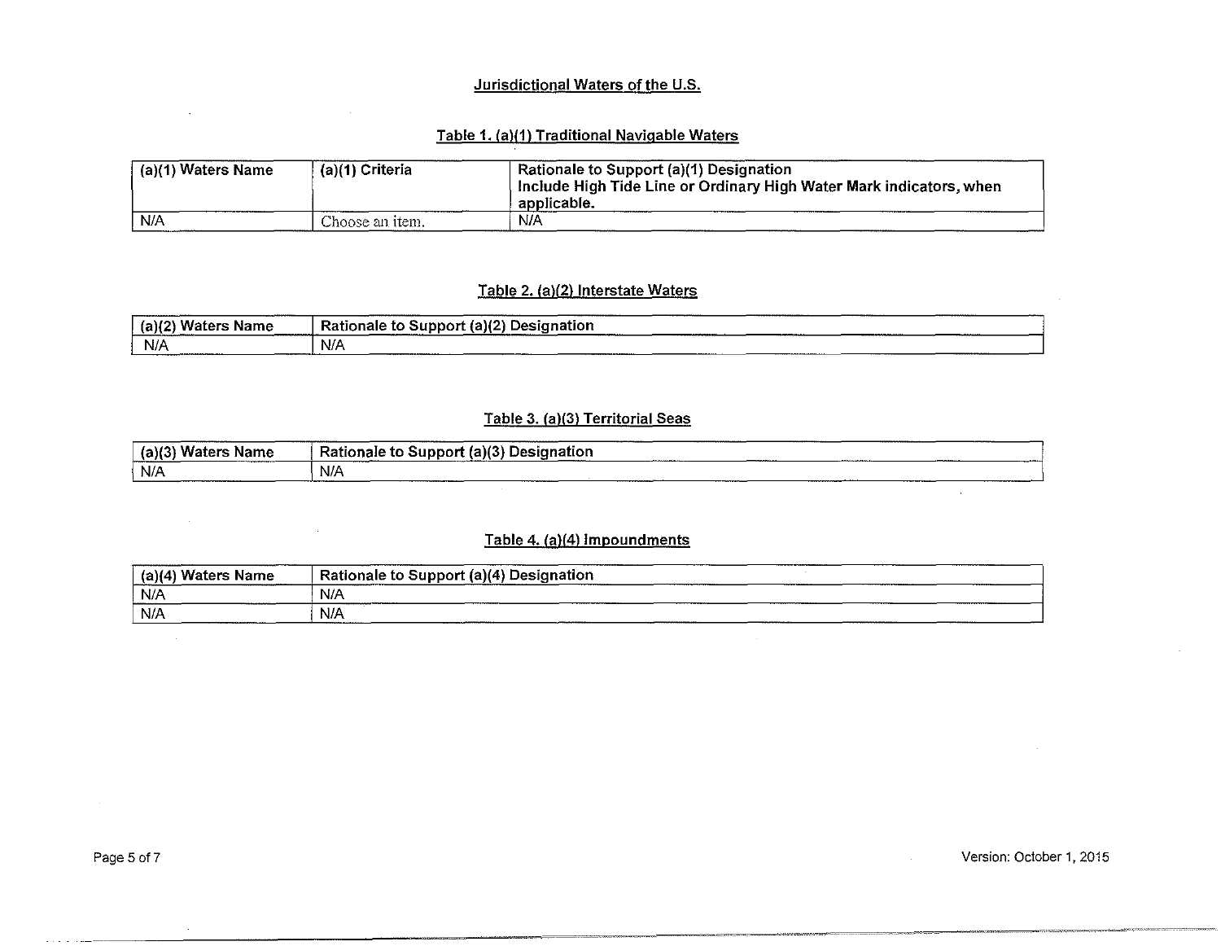## Jurisdictional Waters of the U.S.

### Table 1. (a)(1) Traditional Navigable Waters

| (a)(1) Waters Name | (a)(1) Criteria | Rationale to Support (a)(1) Designation<br>Include High Tide Line or Ordinary High Water Mark indicators, when applicable. |
|---|---|---|
| N/A | Choose an item. | N/A |

### Table 2. (a)(2) Interstate Waters

| (a)(2) Waters Name | Rationale to Support (a)(2) Designation |
|---|---|
| N/A | N/A |

### Table 3. (a)(3) Territorial Seas

| (a)(3) Waters Name | Rationale to Support (a)(3) Designation |
|---|---|
| N/A | N/A |

### Table 4. (a)(4) Impoundments

| (a)(4) Waters Name | Rationale to Support (a)(4) Designation |
|---|---|
| N/A | N/A |
| N/A | N/A |

Version: October 1, 2015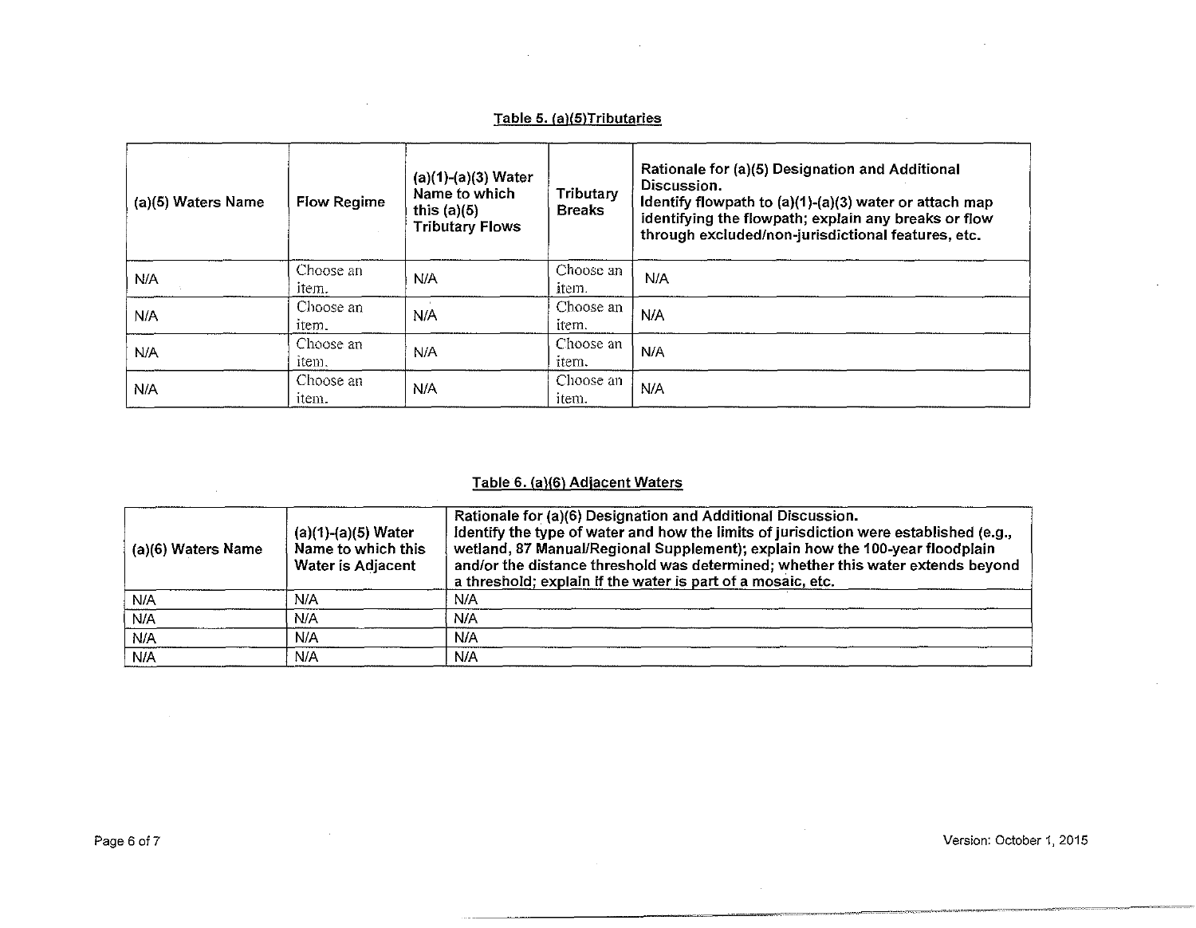Table 5. (a)(5)Tributaries

| (a)(5) Waters Name | Flow Regime | (a)(1)-(a)(3) Water Name to which this (a)(5) Tributary Flows | Tributary Breaks | Rationale for (a)(5) Designation and Additional Discussion. Identify flowpath to (a)(1)-(a)(3) water or attach map identifying the flowpath; explain any breaks or flow through excluded/non-jurisdictional features, etc. |
|---|---|---|---|---|
| N/A | Choose an item. | N/A | Choose an item. | N/A |
| N/A | Choose an item. | N/A | Choose an item. | N/A |
| N/A | Choose an item. | N/A | Choose an item. | N/A |
| N/A | Choose an item. | N/A | Choose an item. | N/A |

Table 6. (a)(6) Adjacent Waters

| (a)(6) Waters Name | (a)(1)-(a)(5) Water Name to which this Water is Adjacent | Rationale for (a)(6) Designation and Additional Discussion. Identify the type of water and how the limits of jurisdiction were established (e.g., wetland, 87 Manual/Regional Supplement); explain how the 100-year floodplain and/or the distance threshold was determined; whether this water extends beyond a threshold; explain if the water is part of a mosaic, etc. |
|---|---|---|
| N/A | N/A | N/A |
| N/A | N/A | N/A |
| N/A | N/A | N/A |
| N/A | N/A | N/A |

Version: October 1, 2015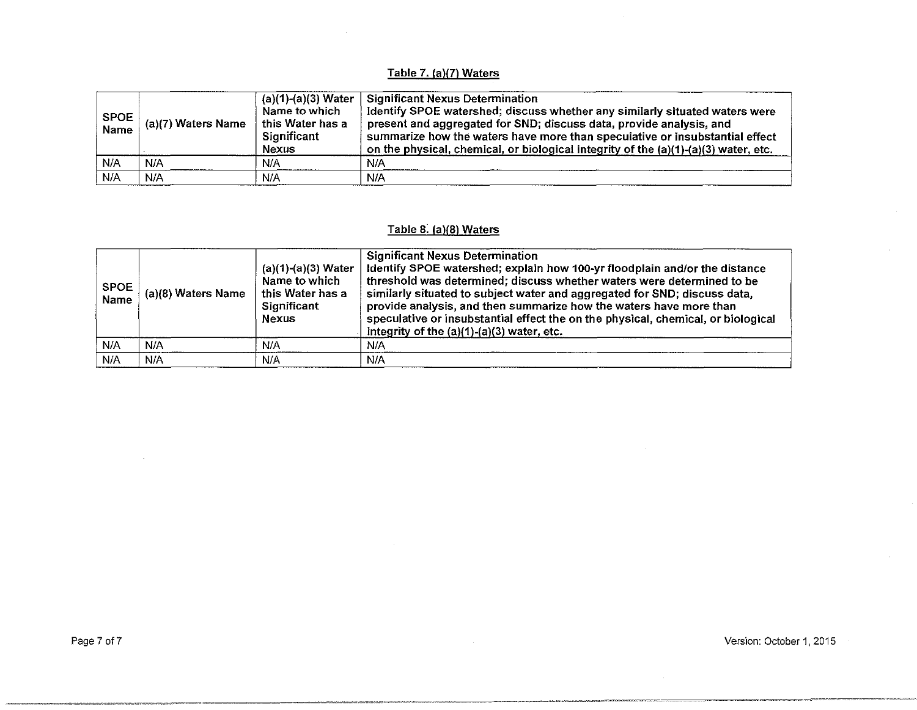### Table 7. (a)(7) Waters

| SPOE Name | (a)(7) Waters Name | (a)(1)-(a)(3) Water Name to which this Water has a Significant Nexus | Significant Nexus Determination<br>Identify SPOE watershed; discuss whether any similarly situated waters were present and aggregated for SND; discuss data, provide analysis, and summarize how the waters have more than speculative or insubstantial effect on the physical, chemical, or biological integrity of the (a)(1)-(a)(3) water, etc. |
|---|---|---|---|
| N/A | N/A | N/A | N/A |
| N/A | N/A | N/A | N/A |

### Table 8. (a)(8) Waters

| SPOE Name | (a)(8) Waters Name | (a)(1)-(a)(3) Water Name to which this Water has a Significant Nexus | Significant Nexus Determination<br>Identify SPOE watershed; explain how 100-yr floodplain and/or the distance threshold was determined; discuss whether waters were determined to be similarly situated to subject water and aggregated for SND; discuss data, provide analysis, and then summarize how the waters have more than speculative or insubstantial effect the on the physical, chemical, or biological integrity of the (a)(1)-(a)(3) water, etc. |
|---|---|---|---|
| N/A | N/A | N/A | N/A |
| N/A | N/A | N/A | N/A |

Version: October 1, 2015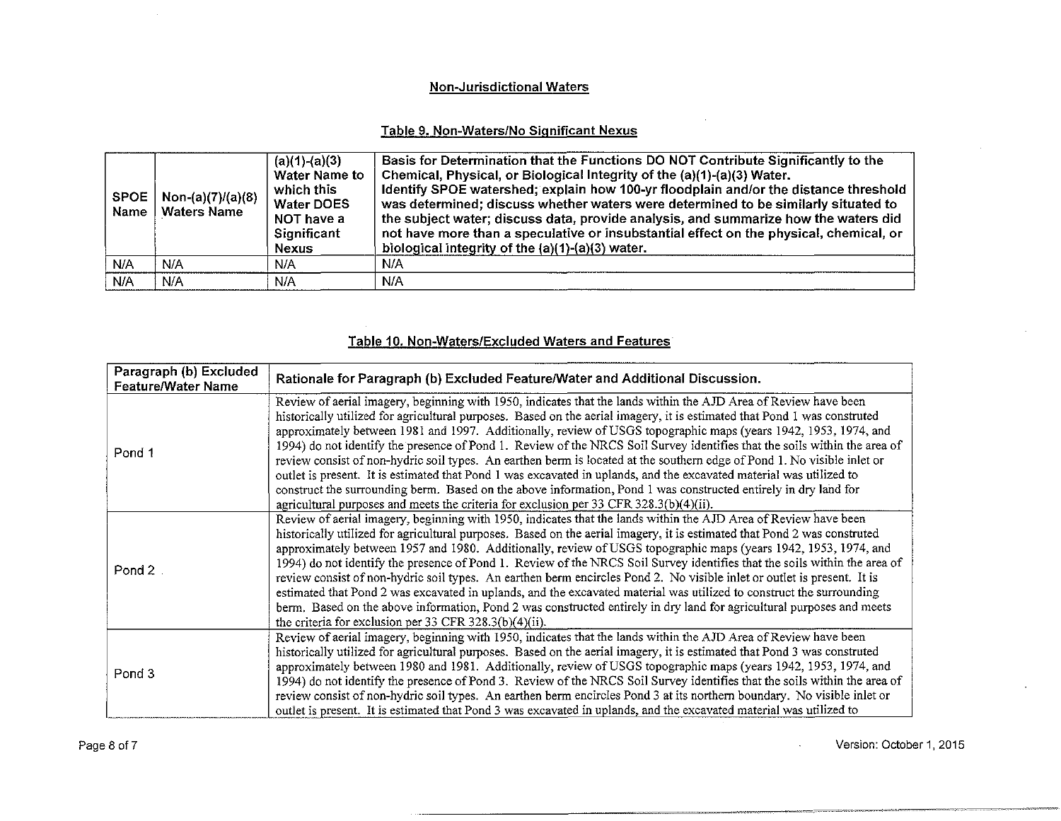## Non-Jurisdictional Waters

### Table 9. Non-Waters/No Significant Nexus

| SPOE Name | Non-(a)(7)/(a)(8) Waters Name | (a)(1)-(a)(3) Water Name to which this Water DOES NOT have a Significant Nexus | Basis for Determination that the Functions DO NOT Contribute Significantly to the Chemical, Physical, or Biological Integrity of the (a)(1)-(a)(3) Water. Identify SPOE watershed; explain how 100-yr floodplain and/or the distance threshold was determined; discuss whether waters were determined to be similarly situated to the subject water; discuss data, provide analysis, and summarize how the waters did not have more than a speculative or insubstantial effect on the physical, chemical, or biological integrity of the (a)(1)-(a)(3) water. |
|---|---|---|---|
| N/A | N/A | N/A | N/A |
| N/A | N/A | N/A | N/A |

### Table 10. Non-Waters/Excluded Waters and Features

| Paragraph (b) Excluded Feature/Water Name | Rationale for Paragraph (b) Excluded Feature/Water and Additional Discussion. |
|---|---|
| Pond 1 | Review of aerial imagery, beginning with 1950, indicates that the lands within the AJD Area of Review have been historically utilized for agricultural purposes. Based on the aerial imagery, it is estimated that Pond 1 was construted approximately between 1981 and 1997. Additionally, review of USGS topographic maps (years 1942, 1953, 1974, and 1994) do not identify the presence of Pond 1. Review of the NRCS Soil Survey identifies that the soils within the area of review consist of non-hydric soil types. An earthen berm is located at the southern edge of Pond 1. No visible inlet or outlet is present. It is estimated that Pond 1 was excavated in uplands, and the excavated material was utilized to construct the surrounding berm. Based on the above information, Pond 1 was constructed entirely in dry land for agricultural purposes and meets the criteria for exclusion per 33 CFR 328.3(b)(4)(ii). |
| Pond 2 | Review of aerial imagery, beginning with 1950, indicates that the lands within the AJD Area of Review have been historically utilized for agricultural purposes. Based on the aerial imagery, it is estimated that Pond 2 was construted approximately between 1957 and 1980. Additionally, review of USGS topographic maps (years 1942, 1953, 1974, and 1994) do not identify the presence of Pond 1. Review of the NRCS Soil Survey identifies that the soils within the area of review consist of non-hydric soil types. An earthen berm encircles Pond 2. No visible inlet or outlet is present. It is estimated that Pond 2 was excavated in uplands, and the excavated material was utilized to construct the surrounding berm. Based on the above information, Pond 2 was constructed entirely in dry land for agricultural purposes and meets the criteria for exclusion per 33 CFR 328.3(b)(4)(ii). |
| Pond 3 | Review of aerial imagery, beginning with 1950, indicates that the lands within the AJD Area of Review have been historically utilized for agricultural purposes. Based on the aerial imagery, it is estimated that Pond 3 was construted approximately between 1980 and 1981. Additionally, review of USGS topographic maps (years 1942, 1953, 1974, and 1994) do not identify the presence of Pond 3. Review of the NRCS Soil Survey identifies that the soils within the area of review consist of non-hydric soil types. An earthen berm encircles Pond 3 at its northern boundary. No visible inlet or outlet is present. It is estimated that Pond 3 was excavated in uplands, and the excavated material was utilized to |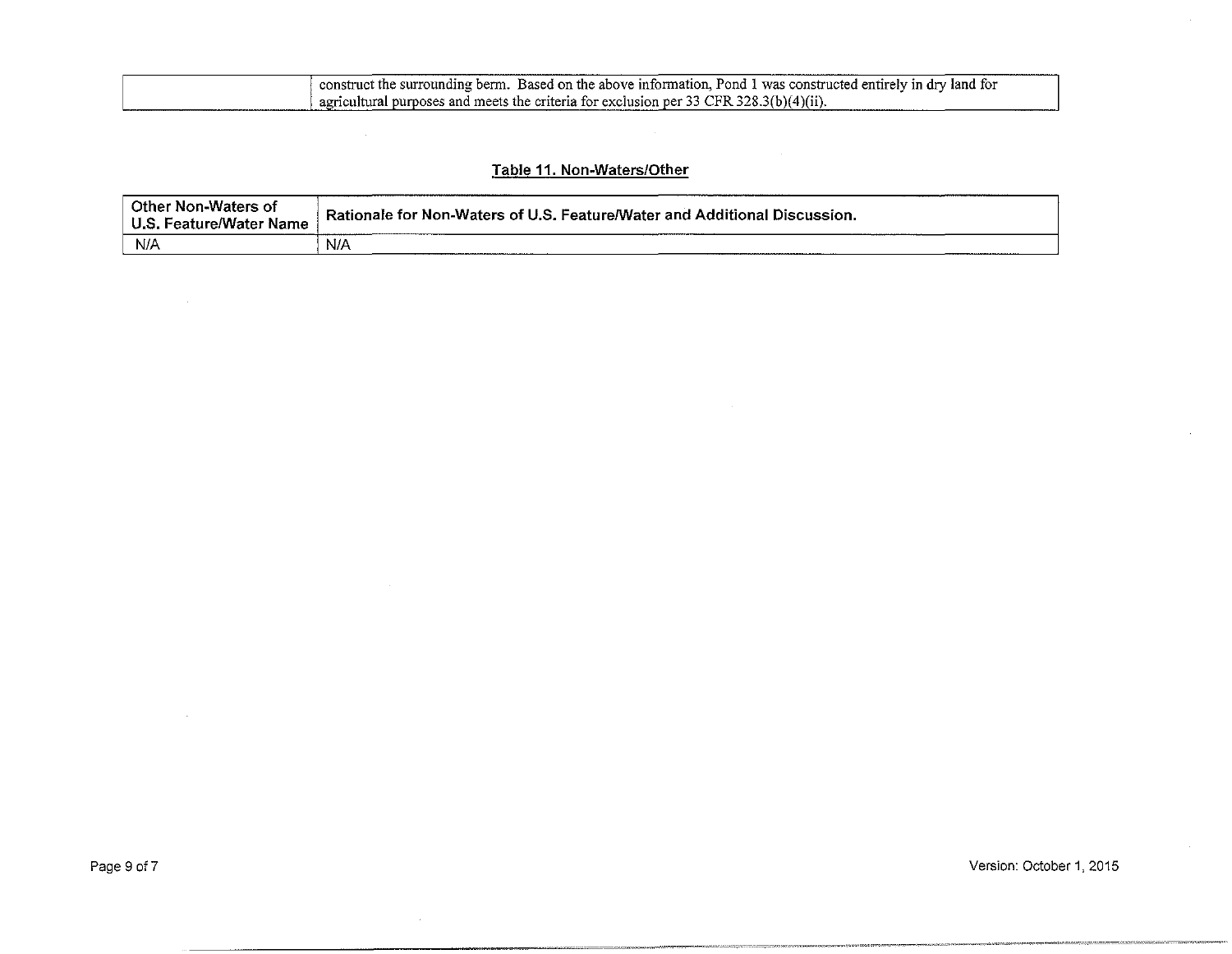| | |
|---|---|
| | construct the surrounding berm. Based on the above information, Pond 1 was constructed entirely in dry land for agricultural purposes and meets the criteria for exclusion per 33 CFR 328.3(b)(4)(ii). |

## Table 11. Non-Waters/Other

| Other Non-Waters of U.S. Feature/Water Name | Rationale for Non-Waters of U.S. Feature/Water and Additional Discussion. |
|---|---|
| N/A | N/A |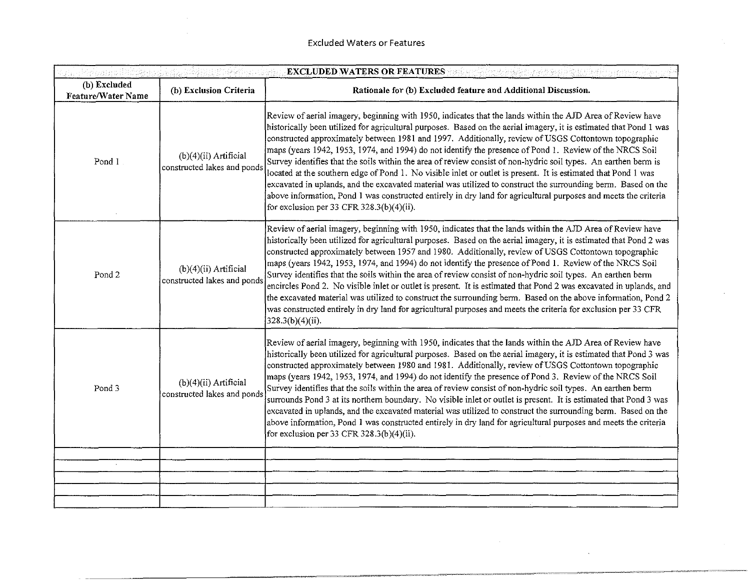Excluded Waters or Features

| EXCLUDED WATERS OR FEATURES | | |
|---|---|---|
| **(b) Excluded Feature/Water Name** | **(b) Exclusion Criteria** | **Rationale for (b) Excluded feature and Additional Discussion.** |
| Pond 1 | (b)(4)(ii) Artificial constructed lakes and ponds | Review of aerial imagery, beginning with 1950, indicates that the lands within the AJD Area of Review have historically been utilized for agricultural purposes. Based on the aerial imagery, it is estimated that Pond 1 was constructed approximately between 1981 and 1997. Additionally, review of USGS Cottontown topographic maps (years 1942, 1953, 1974, and 1994) do not identify the presence of Pond 1. Review of the NRCS Soil Survey identifies that the soils within the area of review consist of non-hydric soil types. An earthen berm is located at the southern edge of Pond 1. No visible inlet or outlet is present. It is estimated that Pond 1 was excavated in uplands, and the excavated material was utilized to construct the surrounding berm. Based on the above information, Pond 1 was constructed entirely in dry land for agricultural purposes and meets the criteria for exclusion per 33 CFR 328.3(b)(4)(ii). |
| Pond 2 | (b)(4)(ii) Artificial constructed lakes and ponds | Review of aerial imagery, beginning with 1950, indicates that the lands within the AJD Area of Review have historically been utilized for agricultural purposes. Based on the aerial imagery, it is estimated that Pond 2 was constructed approximately between 1957 and 1980. Additionally, review of USGS Cottontown topographic maps (years 1942, 1953, 1974, and 1994) do not identify the presence of Pond 1. Review of the NRCS Soil Survey identifies that the soils within the area of review consist of non-hydric soil types. An earthen berm encircles Pond 2. No visible inlet or outlet is present. It is estimated that Pond 2 was excavated in uplands, and the excavated material was utilized to construct the surrounding berm. Based on the above information, Pond 2 was constructed entirely in dry land for agricultural purposes and meets the criteria for exclusion per 33 CFR 328.3(b)(4)(ii). |
| Pond 3 | (b)(4)(ii) Artificial constructed lakes and ponds | Review of aerial imagery, beginning with 1950, indicates that the lands within the AJD Area of Review have historically been utilized for agricultural purposes. Based on the aerial imagery, it is estimated that Pond 3 was constructed approximately between 1980 and 1981. Additionally, review of USGS Cottontown topographic maps (years 1942, 1953, 1974, and 1994) do not identify the presence of Pond 3. Review of the NRCS Soil Survey identifies that the soils within the area of review consist of non-hydric soil types. An earthen berm surrounds Pond 3 at its northern boundary. No visible inlet or outlet is present. It is estimated that Pond 3 was excavated in uplands, and the excavated material was utilized to construct the surrounding berm. Based on the above information, Pond 1 was constructed entirely in dry land for agricultural purposes and meets the criteria for exclusion per 33 CFR 328.3(b)(4)(ii). |
| | | |
| | | |
| | | |
| | | |
| | | |